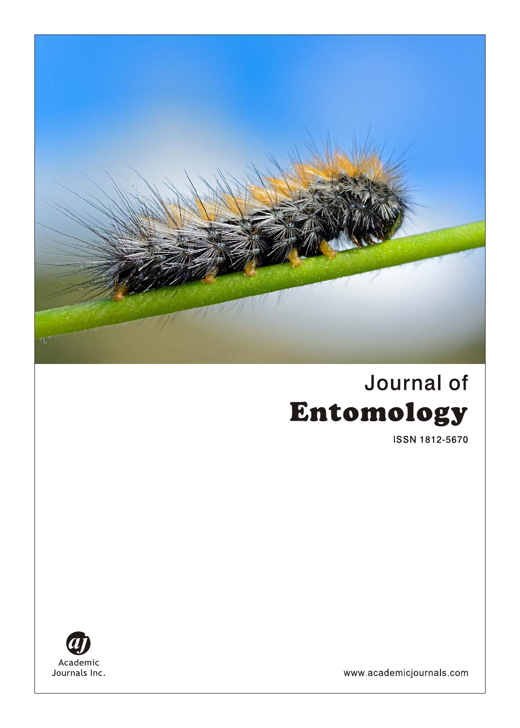# Journal of
# Entomology

ISSN 1812-5670

Academic
Journals Inc.

www.academicjournals.com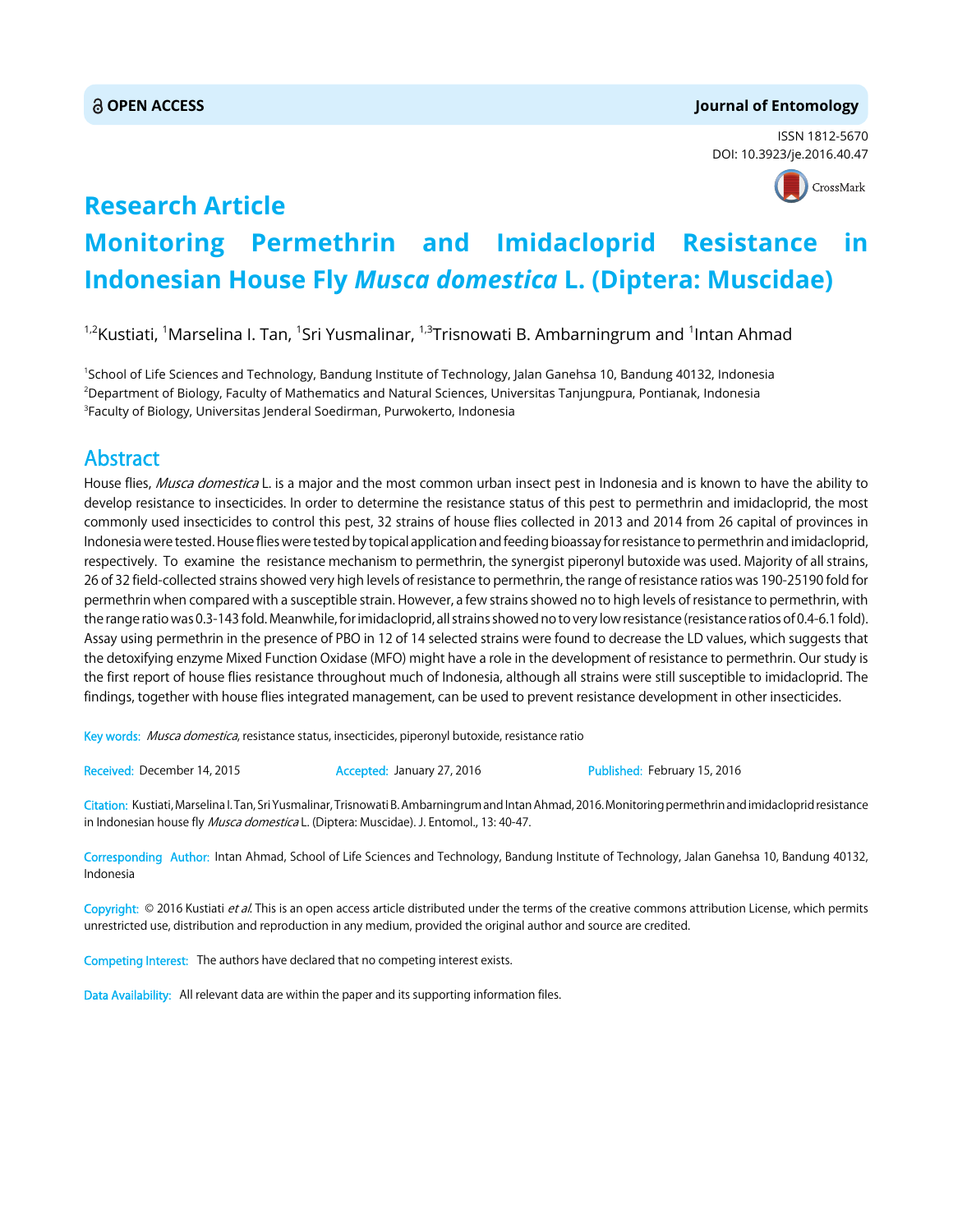**OPEN ACCESS** **Journal of Entomology**

ISSN 1812-5670
DOI: 10.3923/je.2016.40.47

# Research Article

# Monitoring Permethrin and Imidacloprid Resistance in Indonesian House Fly *Musca domestica* L. (Diptera: Muscidae)

[1,2]Kustiati, [1]Marselina I. Tan, [1]Sri Yusmalinar, [1,3]Trisnowati B. Ambarningrum and [1]Intan Ahmad

[1]School of Life Sciences and Technology, Bandung Institute of Technology, Jalan Ganehsa 10, Bandung 40132, Indonesia
[2]Department of Biology, Faculty of Mathematics and Natural Sciences, Universitas Tanjungpura, Pontianak, Indonesia
[3]Faculty of Biology, Universitas Jenderal Soedirman, Purwokerto, Indonesia

## Abstract

House flies, *Musca domestica* L. is a major and the most common urban insect pest in Indonesia and is known to have the ability to develop resistance to insecticides. In order to determine the resistance status of this pest to permethrin and imidacloprid, the most commonly used insecticides to control this pest, 32 strains of house flies collected in 2013 and 2014 from 26 capital of provinces in Indonesia were tested. House flies were tested by topical application and feeding bioassay for resistance to permethrin and imidacloprid, respectively. To examine the resistance mechanism to permethrin, the synergist piperonyl butoxide was used. Majority of all strains, 26 of 32 field-collected strains showed very high levels of resistance to permethrin, the range of resistance ratios was 190-25190 fold for permethrin when compared with a susceptible strain. However, a few strains showed no to high levels of resistance to permethrin, with the range ratio was 0.3-143 fold. Meanwhile, for imidacloprid, all strains showed no to very low resistance (resistance ratios of 0.4-6.1 fold). Assay using permethrin in the presence of PBO in 12 of 14 selected strains were found to decrease the LD values, which suggests that the detoxifying enzyme Mixed Function Oxidase (MFO) might have a role in the development of resistance to permethrin. Our study is the first report of house flies resistance throughout much of Indonesia, although all strains were still susceptible to imidacloprid. The findings, together with house flies integrated management, can be used to prevent resistance development in other insecticides.

**Key words:** *Musca domestica*, resistance status, insecticides, piperonyl butoxide, resistance ratio

**Received:** December 14, 2015 **Accepted:** January 27, 2016 **Published:** February 15, 2016

**Citation:** Kustiati, Marselina I. Tan, Sri Yusmalinar, Trisnowati B. Ambarningrum and Intan Ahmad, 2016. Monitoring permethrin and imidacloprid resistance in Indonesian house fly *Musca domestica* L. (Diptera: Muscidae). J. Entomol., 13: 40-47.

**Corresponding Author:** Intan Ahmad, School of Life Sciences and Technology, Bandung Institute of Technology, Jalan Ganehsa 10, Bandung 40132, Indonesia

**Copyright:** © 2016 Kustiati *et al.* This is an open access article distributed under the terms of the creative commons attribution License, which permits unrestricted use, distribution and reproduction in any medium, provided the original author and source are credited.

**Competing Interest:** The authors have declared that no competing interest exists.

**Data Availability:** All relevant data are within the paper and its supporting information files.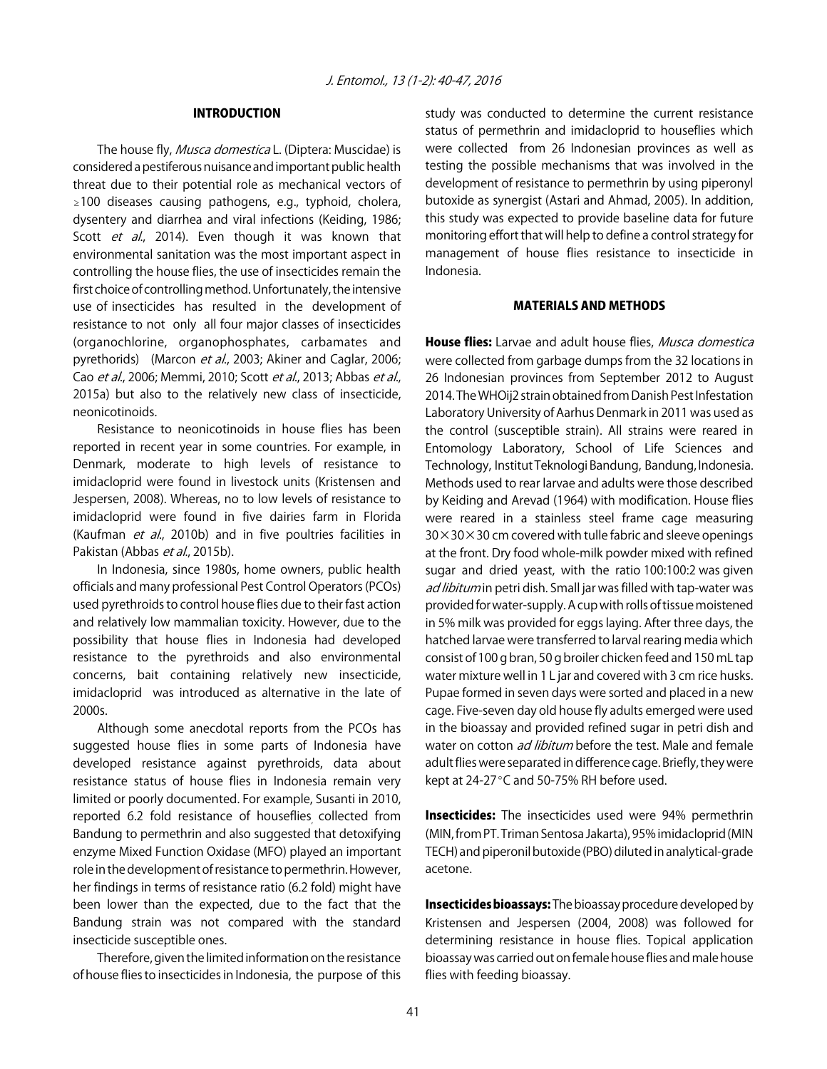## INTRODUCTION

The house fly, *Musca domestica* L. (Diptera: Muscidae) is considered a pestiferous nuisance and important public health threat due to their potential role as mechanical vectors of $\geq$100 diseases causing pathogens, e.g., typhoid, cholera, dysentery and diarrhea and viral infections (Keiding, 1986; Scott *et al*., 2014). Even though it was known that environmental sanitation was the most important aspect in controlling the house flies, the use of insecticides remain the first choice of controlling method. Unfortunately, the intensive use of insecticides has resulted in the development of resistance to not only all four major classes of insecticides (organochlorine, organophosphates, carbamates and pyrethorids) (Marcon *et al*., 2003; Akiner and Caglar, 2006; Cao *et al*., 2006; Memmi, 2010; Scott *et al*., 2013; Abbas *et al*., 2015a) but also to the relatively new class of insecticide, neonicotinoids.

Resistance to neonicotinoids in house flies has been reported in recent year in some countries. For example, in Denmark, moderate to high levels of resistance to imidacloprid were found in livestock units (Kristensen and Jespersen, 2008). Whereas, no to low levels of resistance to imidacloprid were found in five dairies farm in Florida (Kaufman *et al*., 2010b) and in five poultries facilities in Pakistan (Abbas *et al*., 2015b).

In Indonesia, since 1980s, home owners, public health officials and many professional Pest Control Operators (PCOs) used pyrethroids to control house flies due to their fast action and relatively low mammalian toxicity. However, due to the possibility that house flies in Indonesia had developed resistance to the pyrethroids and also environmental concerns, bait containing relatively new insecticide, imidacloprid was introduced as alternative in the late of 2000s.

Although some anecdotal reports from the PCOs has suggested house flies in some parts of Indonesia have developed resistance against pyrethroids, data about resistance status of house flies in Indonesia remain very limited or poorly documented. For example, Susanti in 2010, reported 6.2 fold resistance of houseflies, collected from Bandung to permethrin and also suggested that detoxifying enzyme Mixed Function Oxidase (MFO) played an important role in the development of resistance to permethrin. However, her findings in terms of resistance ratio (6.2 fold) might have been lower than the expected, due to the fact that the Bandung strain was not compared with the standard insecticide susceptible ones.

Therefore, given the limited information on the resistance of house flies to insecticides in Indonesia, the purpose of this study was conducted to determine the current resistance status of permethrin and imidacloprid to houseflies which were collected from 26 Indonesian provinces as well as testing the possible mechanisms that was involved in the development of resistance to permethrin by using piperonyl butoxide as synergist (Astari and Ahmad, 2005). In addition, this study was expected to provide baseline data for future monitoring effort that will help to define a control strategy for management of house flies resistance to insecticide in Indonesia.

## MATERIALS AND METHODS

**House flies:** Larvae and adult house flies, *Musca domestica* were collected from garbage dumps from the 32 locations in 26 Indonesian provinces from September 2012 to August 2014. The WHOij2 strain obtained from Danish Pest Infestation Laboratory University of Aarhus Denmark in 2011 was used as the control (susceptible strain). All strains were reared in Entomology Laboratory, School of Life Sciences and Technology, Institut Teknologi Bandung, Bandung, Indonesia. Methods used to rear larvae and adults were those described by Keiding and Arevad (1964) with modification. House flies were reared in a stainless steel frame cage measuring $30\times30\times30$ cm covered with tulle fabric and sleeve openings at the front. Dry food whole-milk powder mixed with refined sugar and dried yeast, with the ratio 100:100:2 was given *ad libitum* in petri dish. Small jar was filled with tap-water was provided for water-supply. A cup with rolls of tissue moistened in 5% milk was provided for eggs laying. After three days, the hatched larvae were transferred to larval rearing media which consist of 100 g bran, 50 g broiler chicken feed and 150 mL tap water mixture well in 1 L jar and covered with 3 cm rice husks. Pupae formed in seven days were sorted and placed in a new cage. Five-seven day old house fly adults emerged were used in the bioassay and provided refined sugar in petri dish and water on cotton *ad libitum* before the test. Male and female adult flies were separated in difference cage. Briefly, they were kept at 24-27°C and 50-75% RH before used.

**Insecticides:** The insecticides used were 94% permethrin (MIN, from PT. Triman Sentosa Jakarta), 95% imidacloprid (MIN TECH) and piperonil butoxide (PBO) diluted in analytical-grade acetone.

**Insecticides bioassays:** The bioassay procedure developed by Kristensen and Jespersen (2004, 2008) was followed for determining resistance in house flies. Topical application bioassay was carried out on female house flies and male house flies with feeding bioassay.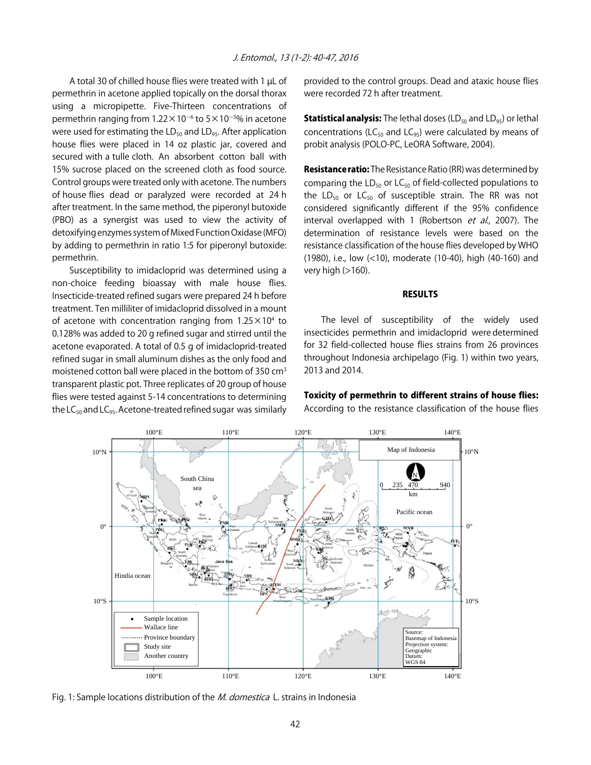A total 30 of chilled house flies were treated with 1 μL of permethrin in acetone applied topically on the dorsal thorax using a micropipette. Five-Thirteen concentrations of permethrin ranging from $1.22\times10^{-6}$ to $5\times10^{-3}$% in acetone were used for estimating the $LD_{50}$ and $LD_{95}$. After application house flies were placed in 14 oz plastic jar, covered and secured with a tulle cloth. An absorbent cotton ball with 15% sucrose placed on the screened cloth as food source. Control groups were treated only with acetone. The numbers of house flies dead or paralyzed were recorded at 24 h after treatment. In the same method, the piperonyl butoxide (PBO) as a synergist was used to view the activity of detoxifying enzymes system of Mixed Function Oxidase (MFO) by adding to permethrin in ratio 1:5 for piperonyl butoxide: permethrin.

Susceptibility to imidacloprid was determined using a non-choice feeding bioassay with male house flies. Insecticide-treated refined sugars were prepared 24 h before treatment. Ten milliliter of imidacloprid dissolved in a mount of acetone with concentration ranging from $1.25\times10^{4}$ to 0.128% was added to 20 g refined sugar and stirred until the acetone evaporated. A total of 0.5 g of imidacloprid-treated refined sugar in small aluminum dishes as the only food and moistened cotton ball were placed in the bottom of 350 $cm^3$ transparent plastic pot. Three replicates of 20 group of house flies were tested against 5-14 concentrations to determining the $LC_{50}$ and $LC_{95}$. Acetone-treated refined sugar was similarly provided to the control groups. Dead and ataxic house flies were recorded 72 h after treatment.

**Statistical analysis:** The lethal doses ($LD_{50}$ and $LD_{95}$) or lethal concentrations ($LC_{50}$ and $LC_{95}$) were calculated by means of probit analysis (POLO-PC, LeORA Software, 2004).

**Resistance ratio:** The Resistance Ratio (RR) was determined by comparing the $LD_{50}$ or $LC_{50}$ of field-collected populations to the $LD_{50}$ or $LC_{50}$ of susceptible strain. The RR was not considered significantly different if the 95% confidence interval overlapped with 1 (Robertson *et al*., 2007). The determination of resistance levels were based on the resistance classification of the house flies developed by WHO (1980), i.e., low (<10), moderate (10-40), high (40-160) and very high (>160).

## RESULTS

The level of susceptibility of the widely used insecticides permethrin and imidacloprid were determined for 32 field-collected house flies strains from 26 provinces throughout Indonesia archipelago (Fig. 1) within two years, 2013 and 2014.

**Toxicity of permethrin to different strains of house flies:** According to the resistance classification of the house flies

Fig. 1: Sample locations distribution of the *M. domestica* L. strains in Indonesia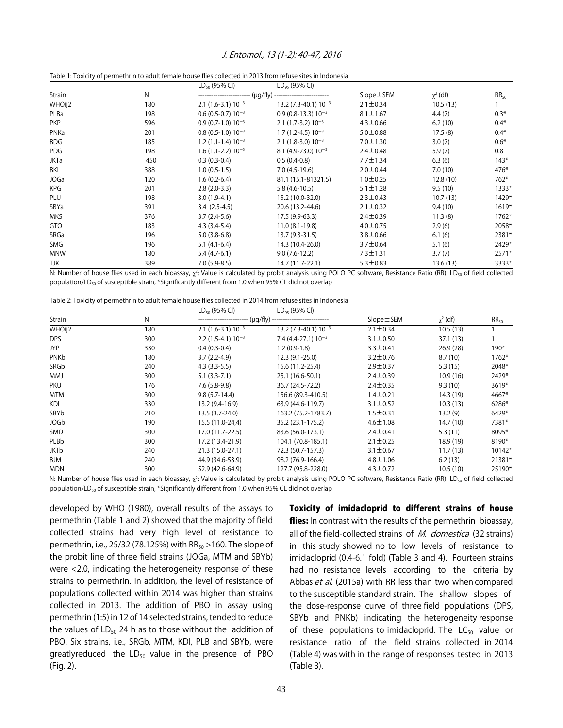Table 1: Toxicity of permethrin to adult female house flies collected in 2013 from refuse sites in Indonesia

| Strain | N | $LD_{50}$ (95% CI) | $LD_{95}$ (95% CI) | Slope±SEM | $\chi^2$ (df) | $RR_{50}$ |
|---|---|---|---|---|---|---|
| | | ------------------------ (μg/fly) | ------------------------ | | | |
| WHOij2 | 180 | 2.1 (1.6-3.1) $10^{-3}$ | 13.2 (7.3-40.1) $10^{-3}$ | 2.1±0.34 | 10.5 (13) | 1 |
| PLBa | 198 | 0.6 (0.5-0.7) $10^{-3}$ | 0.9 (0.8-13.3) $10^{-3}$ | 8.1±1.67 | 4.4 (7) | 0.3* |
| PKP | 596 | 0.9 (0.7-1.0) $10^{-3}$ | 2.1 (1.7-3.2) $10^{-3}$ | 4.3±0.66 | 6.2 (10) | 0.4* |
| PNKa | 201 | 0.8 (0.5-1.0) $10^{-3}$ | 1.7 (1.2-4.5) $10^{-3}$ | 5.0±0.88 | 17.5 (8) | 0.4* |
| BDG | 185 | 1.2 (1.1-1.4) $10^{-3}$ | 2.1 (1.8-3.0) $10^{-3}$ | 7.0±1.30 | 3.0 (7) | 0.6* |
| PDG | 198 | 1.6 (1.1-2.2) $10^{-3}$ | 8.1 (4.9-23.0) $10^{-3}$ | 2.4±0.48 | 5.9 (7) | 0.8 |
| JKTa | 450 | 0.3 (0.3-0.4) | 0.5 (0.4-0.8) | 7.7±1.34 | 6.3 (6) | 143* |
| BKL | 388 | 1.0 (0.5-1.5) | 7.0 (4.5-19.6) | 2.0±0.44 | 7.0 (10) | 476* |
| JOGa | 120 | 1.6 (0.2-6.4) | 81.1 (15.1-81321.5) | 1.0±0.25 | 12.8 (10) | 762* |
| KPG | 201 | 2.8 (2.0-3.3) | 5.8 (4.6-10.5) | 5.1±1.28 | 9.5 (10) | 1333* |
| PLU | 198 | 3.0 (1.9-4.1) | 15.2 (10.0-32.0) | 2.3±0.43 | 10.7 (13) | 1429* |
| SBYa | 391 | 3.4 (2.5-4.5) | 20.6 (13.2-44.6) | 2.1±0.32 | 9.4 (10) | 1619* |
| MKS | 376 | 3.7 (2.4-5.6) | 17.5 (9.9-63.3) | 2.4±0.39 | 11.3 (8) | 1762* |
| GTO | 183 | 4.3 (3.4-5.4) | 11.0 (8.1-19.8) | 4.0±0.75 | 2.9 (6) | 2058* |
| SRGa | 196 | 5.0 (3.8-6.8) | 13.7 (9.3-31.5) | 3.8±0.66 | 6.1 (6) | 2381* |
| SMG | 196 | 5.1 (4.1-6.4) | 14.3 (10.4-26.0) | 3.7±0.64 | 5.1 (6) | 2429* |
| MNW | 180 | 5.4 (4.7-6.1) | 9.0 (7.6-12.2) | 7.3±1.31 | 3.7 (7) | 2571* |
| TJK | 389 | 7.0 (5.9-8.5) | 14.7 (11.7-22.1) | 5.3±0.83 | 13.6 (13) | 3333* |

N: Number of house flies used in each bioassay, $\chi^2$: Value is calculated by probit analysis using POLO PC software, Resistance Ratio (RR): $LD_{50}$ of field collected population/$LD_{50}$ of susceptible strain, *Significantly different from 1.0 when 95% CL did not overlap

Table 2: Toxicity of permethrin to adult female house flies collected in 2014 from refuse sites in Indonesia

| Strain | N | $LD_{50}$ (95% CI) | $LD_{95}$ (95% CI) | Slope±SEM | $\chi^2$ (df) | $RR_{50}$ |
|---|---|---|---|---|---|---|
| | | ------------------------ (μg/fly) | ------------------------ | | | |
| WHOij2 | 180 | 2.1 (1.6-3.1) $10^{-3}$ | 13.2 (7.3-40.1) $10^{-3}$ | 2.1±0.34 | 10.5 (13) | 1 |
| DPS | 300 | 2.2 (1.5-4.1) $10^{-3}$ | 7.4 (4.4-27.1) $10^{-3}$ | 3.1±0.50 | 37.1 (13) | 1 |
| JYP | 330 | 0.4 (0.3-0.4) | 1.2 (0.9-1.8) | 3.3±0.41 | 26.9 (28) | 190* |
| PNKb | 180 | 3.7 (2.2-4.9) | 12.3 (9.1-25.0) | 3.2±0.76 | 8.7 (10) | 1762* |
| SRGb | 240 | 4.3 (3.3-5.5) | 15.6 (11.2-25.4) | 2.9±0.37 | 5.3 (15) | 2048* |
| MMJ | 300 | 5.1 (3.3-7.1) | 25.1 (16.6-50.1) | 2.4±0.39 | 10.9 (16) | 2429* |
| PKU | 176 | 7.6 (5.8-9.8) | 36.7 (24.5-72.2) | 2.4±0.35 | 9.3 (10) | 3619* |
| MTM | 300 | 9.8 (5.7-14.4) | 156.6 (89.3-410.5) | 1.4±0.21 | 14.3 (19) | 4667* |
| KDI | 330 | 13.2 (9.4-16.9) | 63.9 (44.6-119.7) | 3.1±0.52 | 10.3 (13) | 6286* |
| SBYb | 210 | 13.5 (3.7-24.0) | 163.2 (75.2-1783.7) | 1.5±0.31 | 13.2 (9) | 6429* |
| JOGb | 190 | 15.5 (11.0-24,4) | 35.2 (23.1-175.2) | 4.6±1.08 | 14.7 (10) | 7381* |
| SMD | 300 | 17.0 (11.7-22.5) | 83.6 (56.0-173.1) | 2.4±0.41 | 5.3 (11) | 8095* |
| PLBb | 300 | 17.2 (13.4-21.9) | 104.1 (70.8-185.1) | 2.1±0.25 | 18.9 (19) | 8190* |
| JKTb | 240 | 21.3 (15.0-27.1) | 72.3 (50.7-157.3) | 3.1±0.67 | 11.7 (13) | 10142* |
| BJM | 240 | 44.9 (34.6-53.9) | 98.2 (76.9-166.4) | 4.8±1.06 | 6.2 (13) | 21381* |
| MDN | 300 | 52.9 (42.6-64.9) | 127.7 (95.8-228.0) | 4.3±0.72 | 10.5 (10) | 25190* |

N: Number of house flies used in each bioassay, $\chi^2$: Value is calculated by probit analysis using POLO PC software, Resistance Ratio (RR): $LD_{50}$ of field collected population/$LD_{50}$ of susceptible strain, *Significantly different from 1.0 when 95% CL did not overlap

developed by WHO (1980), overall results of the assays to permethrin (Table 1 and 2) showed that the majority of field collected strains had very high level of resistance to permethrin, i.e., 25/32 (78.125%) with $RR_{50}$ >160. The slope of the probit line of three field strains (JOGa, MTM and SBYb) were <2.0, indicating the heterogeneity response of these strains to permethrin. In addition, the level of resistance of populations collected within 2014 was higher than strains collected in 2013. The addition of PBO in assay using permethrin (1:5) in 12 of 14 selected strains, tended to reduce the values of $LD_{50}$ 24 h as to those without the addition of PBO. Six strains, i.e., SRGb, MTM, KDI, PLB and SBYb, were greatlyreduced the $LD_{50}$ value in the presence of PBO (Fig. 2).

**Toxicity of imidacloprid to different strains of house flies:** In contrast with the results of the permethrin bioassay, all of the field-collected strains of *M. domestica* (32 strains) in this study showed no to low levels of resistance to imidacloprid (0.4-6.1 fold) (Table 3 and 4). Fourteen strains had no resistance levels according to the criteria by Abbas *et al.* (2015a) with RR less than two when compared to the susceptible standard strain. The shallow slopes of the dose-response curve of three field populations (DPS, SBYb and PNKb) indicating the heterogeneity response of these populations to imidacloprid. The $LC_{50}$ value or resistance ratio of the field strains collected in 2014 (Table 4) was with in the range of responses tested in 2013 (Table 3).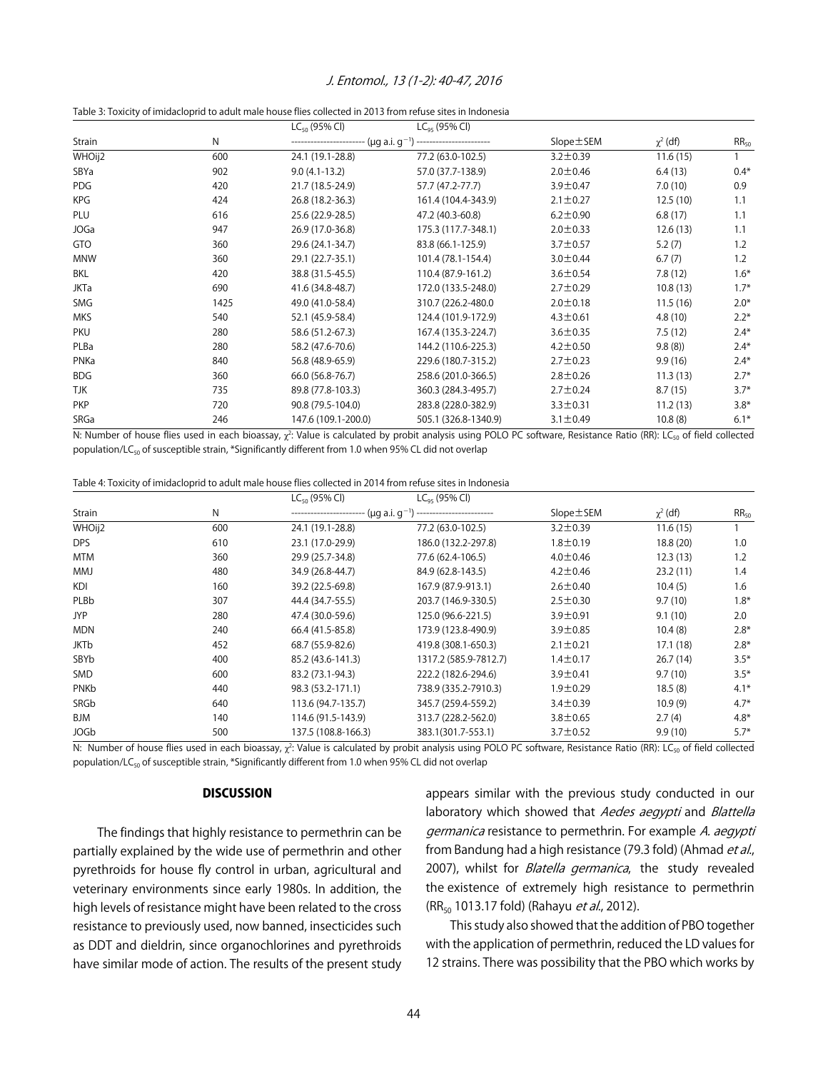Table 3: Toxicity of imidacloprid to adult male house flies collected in 2013 from refuse sites in Indonesia

| Strain | N | $LC_{50}$ (95% CI) | $LC_{95}$ (95% CI) | Slope±SEM | $\chi^2$ (df) | $RR_{50}$ |
|---|---|---|---|---|---|---|
| | | (μg a.i. $g^{-1}$) | | | | |
| WHOij2 | 600 | 24.1 (19.1-28.8) | 77.2 (63.0-102.5) | 3.2±0.39 | 11.6 (15) | 1 |
| SBYa | 902 | 9.0 (4.1-13.2) | 57.0 (37.7-138.9) | 2.0±0.46 | 6.4 (13) | 0.4* |
| PDG | 420 | 21.7 (18.5-24.9) | 57.7 (47.2-77.7) | 3.9±0.47 | 7.0 (10) | 0.9 |
| KPG | 424 | 26.8 (18.2-36.3) | 161.4 (104.4-343.9) | 2.1±0.27 | 12.5 (10) | 1.1 |
| PLU | 616 | 25.6 (22.9-28.5) | 47.2 (40.3-60.8) | 6.2±0.90 | 6.8 (17) | 1.1 |
| JOGa | 947 | 26.9 (17.0-36.8) | 175.3 (117.7-348.1) | 2.0±0.33 | 12.6 (13) | 1.1 |
| GTO | 360 | 29.6 (24.1-34.7) | 83.8 (66.1-125.9) | 3.7±0.57 | 5.2 (7) | 1.2 |
| MNW | 360 | 29.1 (22.7-35.1) | 101.4 (78.1-154.4) | 3.0±0.44 | 6.7 (7) | 1.2 |
| BKL | 420 | 38.8 (31.5-45.5) | 110.4 (87.9-161.2) | 3.6±0.54 | 7.8 (12) | 1.6* |
| JKTa | 690 | 41.6 (34.8-48.7) | 172.0 (133.5-248.0) | 2.7±0.29 | 10.8 (13) | 1.7* |
| SMG | 1425 | 49.0 (41.0-58.4) | 310.7 (226.2-480.0 | 2.0±0.18 | 11.5 (16) | 2.0* |
| MKS | 540 | 52.1 (45.9-58.4) | 124.4 (101.9-172.9) | 4.3±0.61 | 4.8 (10) | 2.2* |
| PKU | 280 | 58.6 (51.2-67.3) | 167.4 (135.3-224.7) | 3.6±0.35 | 7.5 (12) | 2.4* |
| PLBa | 280 | 58.2 (47.6-70.6) | 144.2 (110.6-225.3) | 4.2±0.50 | 9.8 (8)) | 2.4* |
| PNKa | 840 | 56.8 (48.9-65.9) | 229.6 (180.7-315.2) | 2.7±0.23 | 9.9 (16) | 2.4* |
| BDG | 360 | 66.0 (56.8-76.7) | 258.6 (201.0-366.5) | 2.8±0.26 | 11.3 (13) | 2.7* |
| TJK | 735 | 89.8 (77.8-103.3) | 360.3 (284.3-495.7) | 2.7±0.24 | 8.7 (15) | 3.7* |
| PKP | 720 | 90.8 (79.5-104.0) | 283.8 (228.0-382.9) | 3.3±0.31 | 11.2 (13) | 3.8* |
| SRGa | 246 | 147.6 (109.1-200.0) | 505.1 (326.8-1340.9) | 3.1±0.49 | 10.8 (8) | 6.1* |

N: Number of house flies used in each bioassay, $\chi^2$: Value is calculated by probit analysis using POLO PC software, Resistance Ratio (RR): $LC_{50}$ of field collected population/$LC_{50}$ of susceptible strain, *Significantly different from 1.0 when 95% CL did not overlap

Table 4: Toxicity of imidacloprid to adult male house flies collected in 2014 from refuse sites in Indonesia

| Strain | N | $LC_{50}$ (95% CI) | $LC_{95}$ (95% CI) | Slope±SEM | $\chi^2$ (df) | $RR_{50}$ |
|---|---|---|---|---|---|---|
| | | (μg a.i. $g^{-1}$) | | | | |
| WHOij2 | 600 | 24.1 (19.1-28.8) | 77.2 (63.0-102.5) | 3.2±0.39 | 11.6 (15) | 1 |
| DPS | 610 | 23.1 (17.0-29.9) | 186.0 (132.2-297.8) | 1.8±0.19 | 18.8 (20) | 1.0 |
| MTM | 360 | 29.9 (25.7-34.8) | 77.6 (62.4-106.5) | 4.0±0.46 | 12.3 (13) | 1.2 |
| MMJ | 480 | 34.9 (26.8-44.7) | 84.9 (62.8-143.5) | 4.2±0.46 | 23.2 (11) | 1.4 |
| KDI | 160 | 39.2 (22.5-69.8) | 167.9 (87.9-913.1) | 2.6±0.40 | 10.4 (5) | 1.6 |
| PLBb | 307 | 44.4 (34.7-55.5) | 203.7 (146.9-330.5) | 2.5±0.30 | 9.7 (10) | 1.8* |
| JYP | 280 | 47.4 (30.0-59.6) | 125.0 (96.6-221.5) | 3.9±0.91 | 9.1 (10) | 2.0 |
| MDN | 240 | 66.4 (41.5-85.8) | 173.9 (123.8-490.9) | 3.9±0.85 | 10.4 (8) | 2.8* |
| JKTb | 452 | 68.7 (55.9-82.6) | 419.8 (308.1-650.3) | 2.1±0.21 | 17.1 (18) | 2.8* |
| SBYb | 400 | 85.2 (43.6-141.3) | 1317.2 (585.9-7812.7) | 1.4±0.17 | 26.7 (14) | 3.5* |
| SMD | 600 | 83.2 (73.1-94.3) | 222.2 (182.6-294.6) | 3.9±0.41 | 9.7 (10) | 3.5* |
| PNKb | 440 | 98.3 (53.2-171.1) | 738.9 (335.2-7910.3) | 1.9±0.29 | 18.5 (8) | 4.1* |
| SRGb | 640 | 113.6 (94.7-135.7) | 345.7 (259.4-559.2) | 3.4±0.39 | 10.9 (9) | 4.7* |
| BJM | 140 | 114.6 (91.5-143.9) | 313.7 (228.2-562.0) | 3.8±0.65 | 2.7 (4) | 4.8* |
| JOGb | 500 | 137.5 (108.8-166.3) | 383.1(301.7-553.1) | 3.7±0.52 | 9.9 (10) | 5.7* |

N: Number of house flies used in each bioassay, $\chi^2$: Value is calculated by probit analysis using POLO PC software, Resistance Ratio (RR): $LC_{50}$ of field collected population/$LC_{50}$ of susceptible strain, *Significantly different from 1.0 when 95% CL did not overlap

## DISCUSSION

The findings that highly resistance to permethrin can be partially explained by the wide use of permethrin and other pyrethroids for house fly control in urban, agricultural and veterinary environments since early 1980s. In addition, the high levels of resistance might have been related to the cross resistance to previously used, now banned, insecticides such as DDT and dieldrin, since organochlorines and pyrethroids have similar mode of action. The results of the present study appears similar with the previous study conducted in our laboratory which showed that *Aedes aegypti* and *Blattella germanica* resistance to permethrin. For example *A. aegypti* from Bandung had a high resistance (79.3 fold) (Ahmad *et al*., 2007), whilst for *Blatella germanica*, the study revealed the existence of extremely high resistance to permethrin ($RR_{50}$ 1013.17 fold) (Rahayu *et al*., 2012).

This study also showed that the addition of PBO together with the application of permethrin, reduced the LD values for 12 strains. There was possibility that the PBO which works by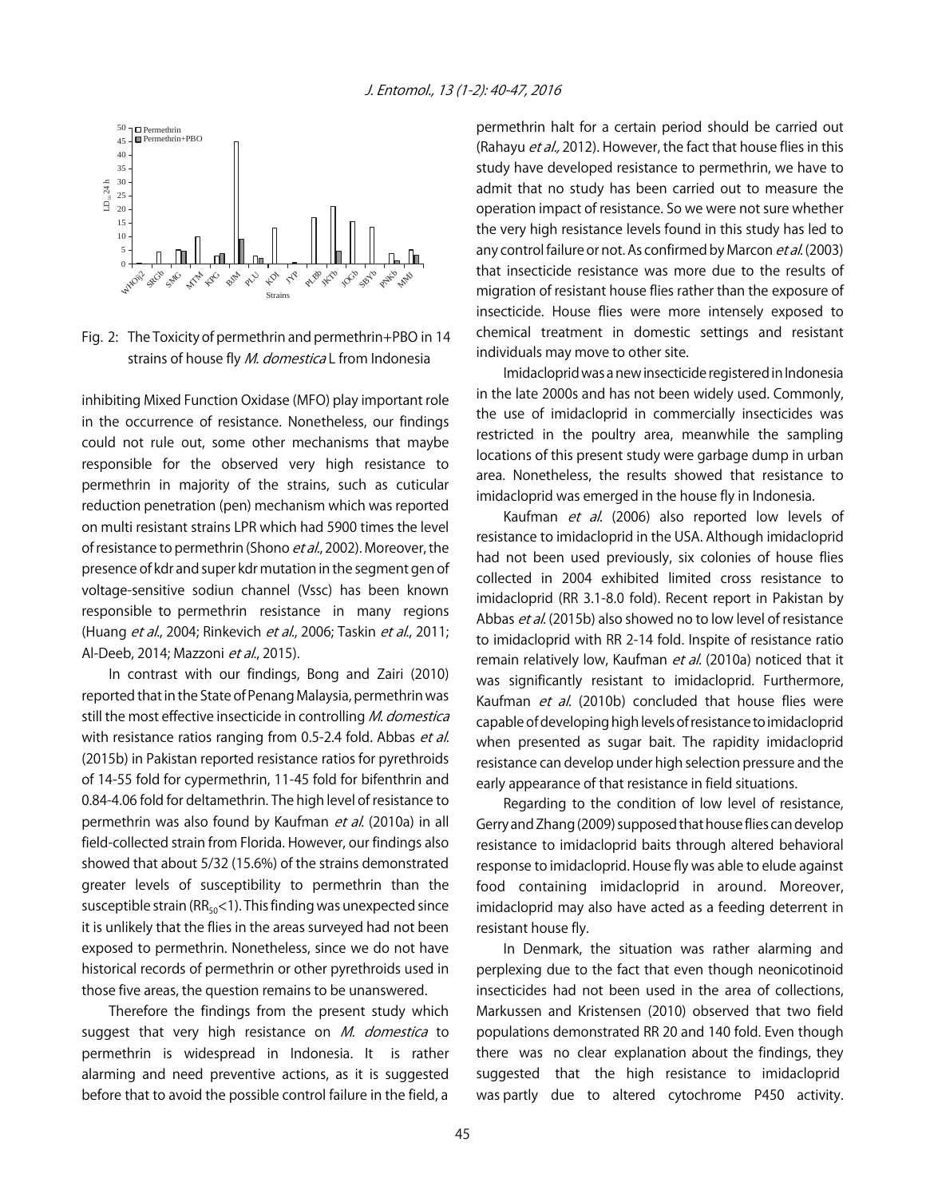Fig. 2: The Toxicity of permethrin and permethrin+PBO in 14 strains of house fly *M. domestica* L from Indonesia

inhibiting Mixed Function Oxidase (MFO) play important role in the occurrence of resistance. Nonetheless, our findings could not rule out, some other mechanisms that maybe responsible for the observed very high resistance to permethrin in majority of the strains, such as cuticular reduction penetration (pen) mechanism which was reported on multi resistant strains LPR which had 5900 times the level of resistance to permethrin (Shono *et al*., 2002). Moreover, the presence of kdr and super kdr mutation in the segment gen of voltage-sensitive sodiun channel (Vssc) has been known responsible to permethrin resistance in many regions (Huang *et al*., 2004; Rinkevich *et al*., 2006; Taskin *et al*., 2011; Al-Deeb, 2014; Mazzoni *et al*., 2015).

In contrast with our findings, Bong and Zairi (2010) reported that in the State of Penang Malaysia, permethrin was still the most effective insecticide in controlling *M. domestica* with resistance ratios ranging from 0.5-2.4 fold. Abbas *et al*. (2015b) in Pakistan reported resistance ratios for pyrethroids of 14-55 fold for cypermethrin, 11-45 fold for bifenthrin and 0.84-4.06 fold for deltamethrin. The high level of resistance to permethrin was also found by Kaufman *et al*. (2010a) in all field-collected strain from Florida. However, our findings also showed that about 5/32 (15.6%) of the strains demonstrated greater levels of susceptibility to permethrin than the susceptible strain ($RR_{50}$<1). This finding was unexpected since it is unlikely that the flies in the areas surveyed had not been exposed to permethrin. Nonetheless, since we do not have historical records of permethrin or other pyrethroids used in those five areas, the question remains to be unanswered.

Therefore the findings from the present study which suggest that very high resistance on *M. domestica* to permethrin is widespread in Indonesia. It is rather alarming and need preventive actions, as it is suggested before that to avoid the possible control failure in the field, a permethrin halt for a certain period should be carried out (Rahayu *et al.,* 2012). However, the fact that house flies in this study have developed resistance to permethrin, we have to admit that no study has been carried out to measure the operation impact of resistance. So we were not sure whether the very high resistance levels found in this study has led to any control failure or not. As confirmed by Marcon *et al*. (2003) that insecticide resistance was more due to the results of migration of resistant house flies rather than the exposure of insecticide. House flies were more intensely exposed to chemical treatment in domestic settings and resistant individuals may move to other site.

Imidacloprid was a new insecticide registered in Indonesia in the late 2000s and has not been widely used. Commonly, the use of imidacloprid in commercially insecticides was restricted in the poultry area, meanwhile the sampling locations of this present study were garbage dump in urban area. Nonetheless, the results showed that resistance to imidacloprid was emerged in the house fly in Indonesia.

Kaufman *et al*. (2006) also reported low levels of resistance to imidacloprid in the USA. Although imidacloprid had not been used previously, six colonies of house flies collected in 2004 exhibited limited cross resistance to imidacloprid (RR 3.1-8.0 fold). Recent report in Pakistan by Abbas *et al*. (2015b) also showed no to low level of resistance to imidacloprid with RR 2-14 fold. Inspite of resistance ratio remain relatively low, Kaufman *et al*. (2010a) noticed that it was significantly resistant to imidacloprid. Furthermore, Kaufman *et al*. (2010b) concluded that house flies were capable of developing high levels of resistance to imidacloprid when presented as sugar bait. The rapidity imidacloprid resistance can develop under high selection pressure and the early appearance of that resistance in field situations.

Regarding to the condition of low level of resistance, Gerry and Zhang (2009) supposed that house flies can develop resistance to imidacloprid baits through altered behavioral response to imidacloprid. House fly was able to elude against food containing imidacloprid in around. Moreover, imidacloprid may also have acted as a feeding deterrent in resistant house fly.

In Denmark, the situation was rather alarming and perplexing due to the fact that even though neonicotinoid insecticides had not been used in the area of collections, Markussen and Kristensen (2010) observed that two field populations demonstrated RR 20 and 140 fold. Even though there was no clear explanation about the findings, they suggested that the high resistance to imidacloprid was partly due to altered cytochrome P450 activity.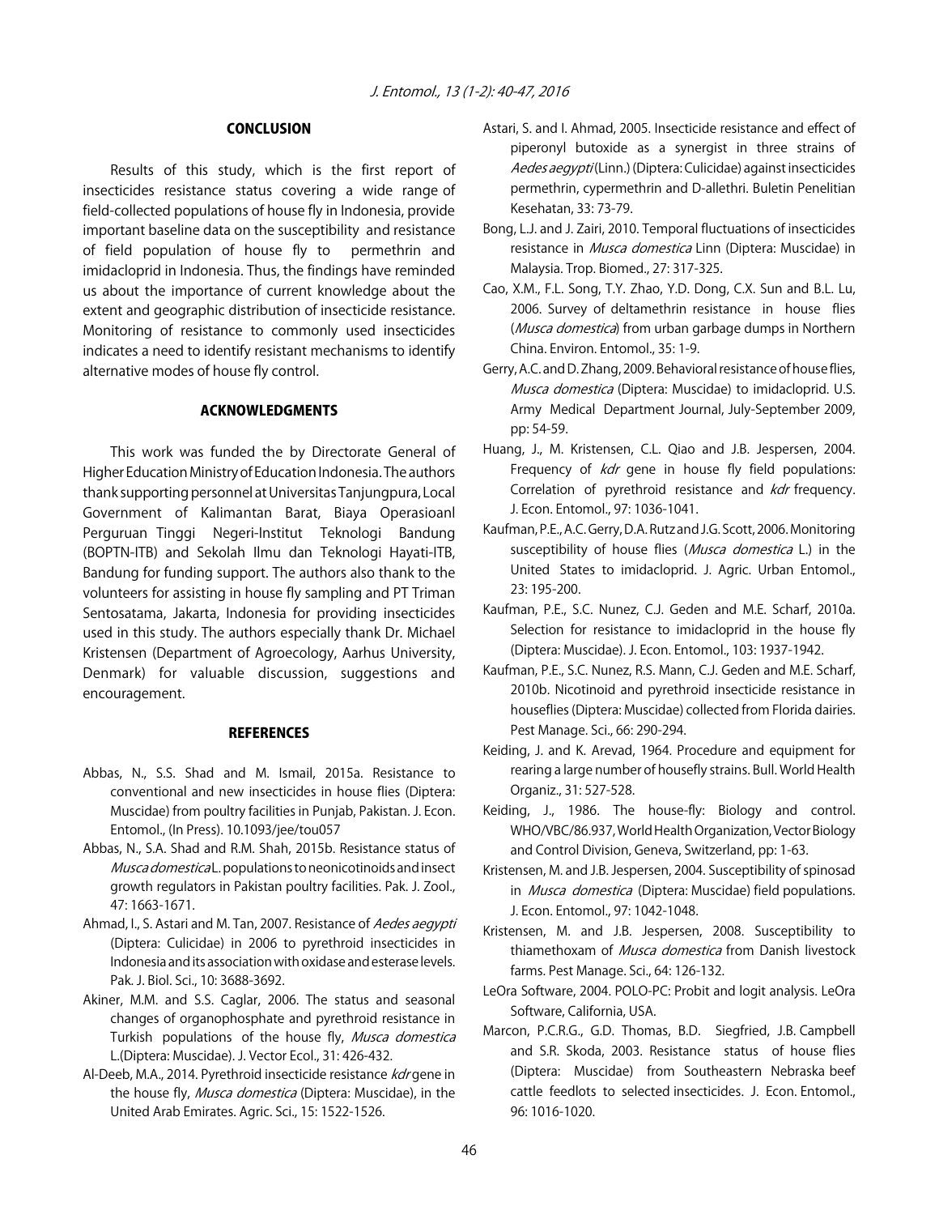## CONCLUSION

Results of this study, which is the first report of insecticides resistance status covering a wide range of field-collected populations of house fly in Indonesia, provide important baseline data on the susceptibility and resistance of field population of house fly to permethrin and imidacloprid in Indonesia. Thus, the findings have reminded us about the importance of current knowledge about the extent and geographic distribution of insecticide resistance. Monitoring of resistance to commonly used insecticides indicates a need to identify resistant mechanisms to identify alternative modes of house fly control.

## ACKNOWLEDGMENTS

This work was funded the by Directorate General of Higher Education Ministry of Education Indonesia. The authors thank supporting personnel at Universitas Tanjungpura, Local Government of Kalimantan Barat, Biaya Operasioanl Perguruan Tinggi Negeri-Institut Teknologi Bandung (BOPTN-ITB) and Sekolah Ilmu dan Teknologi Hayati-ITB, Bandung for funding support. The authors also thank to the volunteers for assisting in house fly sampling and PT Triman Sentosatama, Jakarta, Indonesia for providing insecticides used in this study. The authors especially thank Dr. Michael Kristensen (Department of Agroecology, Aarhus University, Denmark) for valuable discussion, suggestions and encouragement.

## REFERENCES

Abbas, N., S.S. Shad and M. Ismail, 2015a. Resistance to conventional and new insecticides in house flies (Diptera: Muscidae) from poultry facilities in Punjab, Pakistan. J. Econ. Entomol., (In Press). 10.1093/jee/tou057

Abbas, N., S.A. Shad and R.M. Shah, 2015b. Resistance status of *Musca domestica* L. populations to neonicotinoids and insect growth regulators in Pakistan poultry facilities. Pak. J. Zool., 47: 1663-1671.

Ahmad, I., S. Astari and M. Tan, 2007. Resistance of *Aedes aegypti* (Diptera: Culicidae) in 2006 to pyrethroid insecticides in Indonesia and its association with oxidase and esterase levels. Pak. J. Biol. Sci., 10: 3688-3692.

Akiner, M.M. and S.S. Caglar, 2006. The status and seasonal changes of organophosphate and pyrethroid resistance in Turkish populations of the house fly, *Musca domestica* L.(Diptera: Muscidae). J. Vector Ecol., 31: 426-432.

Al-Deeb, M.A., 2014. Pyrethroid insecticide resistance *kdr* gene in the house fly, *Musca domestica* (Diptera: Muscidae), in the United Arab Emirates. Agric. Sci., 15: 1522-1526.

Astari, S. and I. Ahmad, 2005. Insecticide resistance and effect of piperonyl butoxide as a synergist in three strains of *Aedes aegypti* (Linn.) (Diptera: Culicidae) against insecticides permethrin, cypermethrin and D-allethri. Buletin Penelitian Kesehatan, 33: 73-79.

Bong, L.J. and J. Zairi, 2010. Temporal fluctuations of insecticides resistance in *Musca domestica* Linn (Diptera: Muscidae) in Malaysia. Trop. Biomed., 27: 317-325.

Cao, X.M., F.L. Song, T.Y. Zhao, Y.D. Dong, C.X. Sun and B.L. Lu, 2006. Survey of deltamethrin resistance in house flies (*Musca domestica*) from urban garbage dumps in Northern China. Environ. Entomol., 35: 1-9.

Gerry, A.C. and D. Zhang, 2009. Behavioral resistance of house flies, *Musca domestica* (Diptera: Muscidae) to imidacloprid. U.S. Army Medical Department Journal, July-September 2009, pp: 54-59.

Huang, J., M. Kristensen, C.L. Qiao and J.B. Jespersen, 2004. Frequency of *kdr* gene in house fly field populations: Correlation of pyrethroid resistance and *kdr* frequency. J. Econ. Entomol., 97: 1036-1041.

Kaufman, P.E., A.C. Gerry, D.A. Rutz and J.G. Scott, 2006. Monitoring susceptibility of house flies (*Musca domestica* L.) in the United States to imidacloprid. J. Agric. Urban Entomol., 23: 195-200.

Kaufman, P.E., S.C. Nunez, C.J. Geden and M.E. Scharf, 2010a. Selection for resistance to imidacloprid in the house fly (Diptera: Muscidae). J. Econ. Entomol., 103: 1937-1942.

Kaufman, P.E., S.C. Nunez, R.S. Mann, C.J. Geden and M.E. Scharf, 2010b. Nicotinoid and pyrethroid insecticide resistance in houseflies (Diptera: Muscidae) collected from Florida dairies. Pest Manage. Sci., 66: 290-294.

Keiding, J. and K. Arevad, 1964. Procedure and equipment for rearing a large number of housefly strains. Bull. World Health Organiz., 31: 527-528.

Keiding, J., 1986. The house-fly: Biology and control. WHO/VBC/86.937, World Health Organization, Vector Biology and Control Division, Geneva, Switzerland, pp: 1-63.

Kristensen, M. and J.B. Jespersen, 2004. Susceptibility of spinosad in *Musca domestica* (Diptera: Muscidae) field populations. J. Econ. Entomol., 97: 1042-1048.

Kristensen, M. and J.B. Jespersen, 2008. Susceptibility to thiamethoxam of *Musca domestica* from Danish livestock farms. Pest Manage. Sci., 64: 126-132.

LeOra Software, 2004. POLO-PC: Probit and logit analysis. LeOra Software, California, USA.

Marcon, P.C.R.G., G.D. Thomas, B.D. Siegfried, J.B. Campbell and S.R. Skoda, 2003. Resistance status of house flies (Diptera: Muscidae) from Southeastern Nebraska beef cattle feedlots to selected insecticides. J. Econ. Entomol., 96: 1016-1020.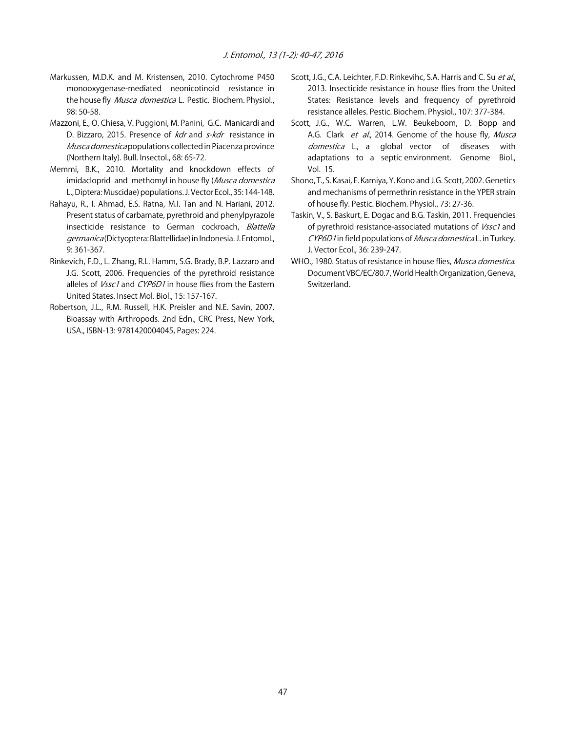Markussen, M.D.K. and M. Kristensen, 2010. Cytochrome P450 monooxygenase-mediated neonicotinoid resistance in the house fly *Musca domestica* L. Pestic. Biochem. Physiol., 98: 50-58.

Mazzoni, E., O. Chiesa, V. Puggioni, M. Panini, G.C. Manicardi and D. Bizzaro, 2015. Presence of *kdr* and *s-kdr* resistance in *Musca domestica* populations collected in Piacenza province (Northern Italy). Bull. Insectol., 68: 65-72.

Memmi, B.K., 2010. Mortality and knockdown effects of imidacloprid and methomyl in house fly (*Musca domestica* L., Diptera: Muscidae) populations. J. Vector Ecol., 35: 144-148.

Rahayu, R., I. Ahmad, E.S. Ratna, M.I. Tan and N. Hariani, 2012. Present status of carbamate, pyrethroid and phenylpyrazole insecticide resistance to German cockroach, *Blattella germanica* (Dictyoptera: Blattellidae) in Indonesia. J. Entomol., 9: 361-367.

Rinkevich, F.D., L. Zhang, R.L. Hamm, S.G. Brady, B.P. Lazzaro and J.G. Scott, 2006. Frequencies of the pyrethroid resistance alleles of *Vssc1* and *CYP6D1* in house flies from the Eastern United States. Insect Mol. Biol., 15: 157-167.

Robertson, J.L., R.M. Russell, H.K. Preisler and N.E. Savin, 2007. Bioassay with Arthropods. 2nd Edn., CRC Press, New York, USA., ISBN-13: 9781420004045, Pages: 224.

Scott, J.G., C.A. Leichter, F.D. Rinkevihc, S.A. Harris and C. Su *et al*., 2013. Insecticide resistance in house flies from the United States: Resistance levels and frequency of pyrethroid resistance alleles. Pestic. Biochem. Physiol., 107: 377-384.

Scott, J.G., W.C. Warren, L.W. Beukeboom, D. Bopp and A.G. Clark *et al*., 2014. Genome of the house fly, *Musca domestica* L., a global vector of diseases with adaptations to a septic environment. Genome Biol., Vol. 15.

Shono, T., S. Kasai, E. Kamiya, Y. Kono and J.G. Scott, 2002. Genetics and mechanisms of permethrin resistance in the YPER strain of house fly. Pestic. Biochem. Physiol., 73: 27-36.

Taskin, V., S. Baskurt, E. Dogac and B.G. Taskin, 2011. Frequencies of pyrethroid resistance-associated mutations of *Vssc1* and *CYP6D1* in field populations of *Musca domestica* L. in Turkey. J. Vector Ecol., 36: 239-247.

WHO., 1980. Status of resistance in house flies, *Musca domestica*. Document VBC/EC/80.7, World Health Organization, Geneva, Switzerland.